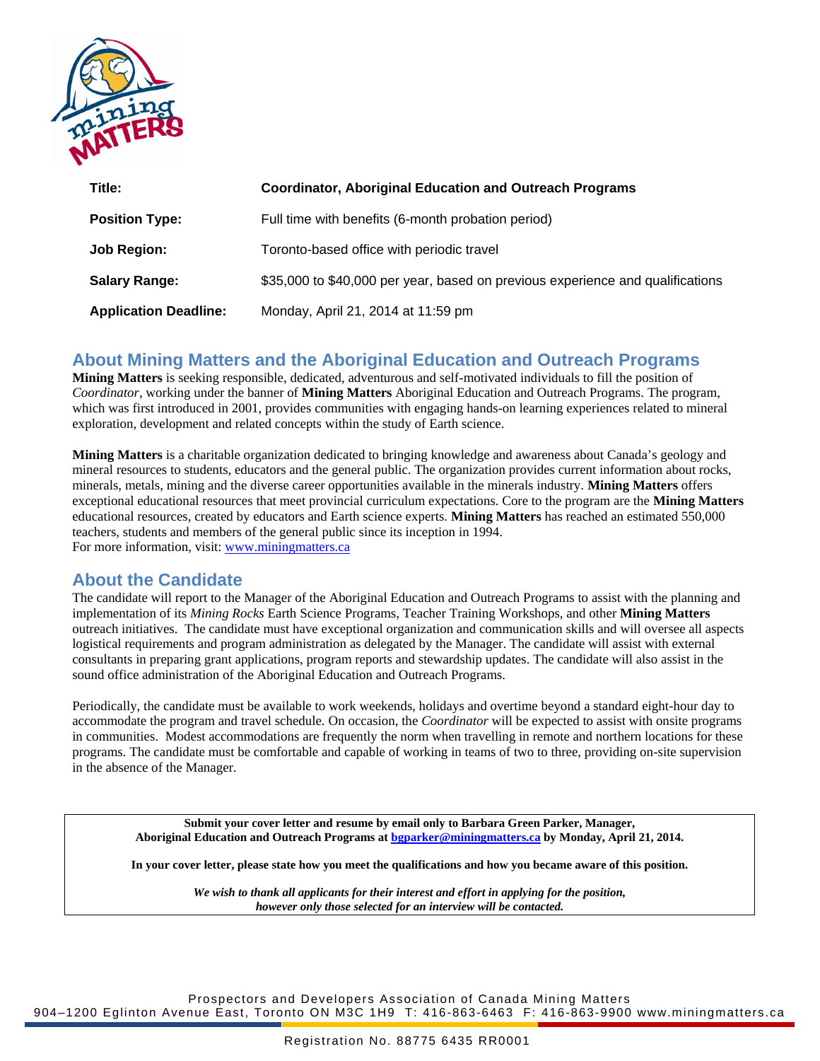| | |
|---|---|
| **Title:** | **Coordinator, Aboriginal Education and Outreach Programs** |
| **Position Type:** | Full time with benefits (6-month probation period) |
| **Job Region:** | Toronto-based office with periodic travel |
| **Salary Range:** | $35,000 to $40,000 per year, based on previous experience and qualifications |
| **Application Deadline:** | Monday, April 21, 2014 at 11:59 pm |

## About Mining Matters and the Aboriginal Education and Outreach Programs

**Mining Matters** is seeking responsible, dedicated, adventurous and self-motivated individuals to fill the position of *Coordinator*, working under the banner of **Mining Matters** Aboriginal Education and Outreach Programs. The program, which was first introduced in 2001, provides communities with engaging hands-on learning experiences related to mineral exploration, development and related concepts within the study of Earth science.

**Mining Matters** is a charitable organization dedicated to bringing knowledge and awareness about Canada's geology and mineral resources to students, educators and the general public. The organization provides current information about rocks, minerals, metals, mining and the diverse career opportunities available in the minerals industry. **Mining Matters** offers exceptional educational resources that meet provincial curriculum expectations. Core to the program are the **Mining Matters** educational resources, created by educators and Earth science experts. **Mining Matters** has reached an estimated 550,000 teachers, students and members of the general public since its inception in 1994.
For more information, visit: www.miningmatters.ca

## About the Candidate

The candidate will report to the Manager of the Aboriginal Education and Outreach Programs to assist with the planning and implementation of its *Mining Rocks* Earth Science Programs, Teacher Training Workshops, and other **Mining Matters** outreach initiatives. The candidate must have exceptional organization and communication skills and will oversee all aspects logistical requirements and program administration as delegated by the Manager. The candidate will assist with external consultants in preparing grant applications, program reports and stewardship updates. The candidate will also assist in the sound office administration of the Aboriginal Education and Outreach Programs.

Periodically, the candidate must be available to work weekends, holidays and overtime beyond a standard eight-hour day to accommodate the program and travel schedule. On occasion, the *Coordinator* will be expected to assist with onsite programs in communities. Modest accommodations are frequently the norm when travelling in remote and northern locations for these programs. The candidate must be comfortable and capable of working in teams of two to three, providing on-site supervision in the absence of the Manager.

**Submit your cover letter and resume by email only to Barbara Green Parker, Manager, Aboriginal Education and Outreach Programs at bgparker@miningmatters.ca by Monday, April 21, 2014.**

**In your cover letter, please state how you meet the qualifications and how you became aware of this position.**

***We wish to thank all applicants for their interest and effort in applying for the position, however only those selected for an interview will be contacted.***

Prospectors and Developers Association of Canada Mining Matters
904–1200 Eglinton Avenue East, Toronto ON M3C 1H9 T: 416-863-6463 F: 416-863-9900 www.miningmatters.ca

Registration No. 88775 6435 RR0001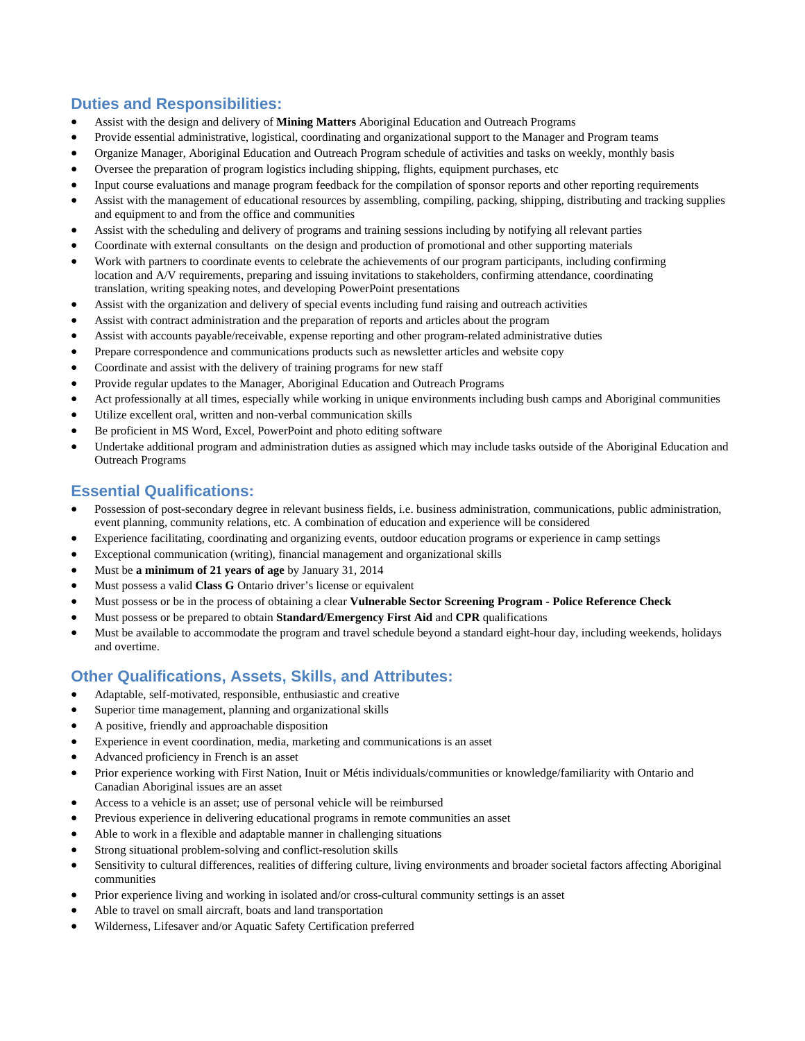## Duties and Responsibilities:

- Assist with the design and delivery of **Mining Matters** Aboriginal Education and Outreach Programs
- Provide essential administrative, logistical, coordinating and organizational support to the Manager and Program teams
- Organize Manager, Aboriginal Education and Outreach Program schedule of activities and tasks on weekly, monthly basis
- Oversee the preparation of program logistics including shipping, flights, equipment purchases, etc
- Input course evaluations and manage program feedback for the compilation of sponsor reports and other reporting requirements
- Assist with the management of educational resources by assembling, compiling, packing, shipping, distributing and tracking supplies and equipment to and from the office and communities
- Assist with the scheduling and delivery of programs and training sessions including by notifying all relevant parties
- Coordinate with external consultants on the design and production of promotional and other supporting materials
- Work with partners to coordinate events to celebrate the achievements of our program participants, including confirming location and A/V requirements, preparing and issuing invitations to stakeholders, confirming attendance, coordinating translation, writing speaking notes, and developing PowerPoint presentations
- Assist with the organization and delivery of special events including fund raising and outreach activities
- Assist with contract administration and the preparation of reports and articles about the program
- Assist with accounts payable/receivable, expense reporting and other program-related administrative duties
- Prepare correspondence and communications products such as newsletter articles and website copy
- Coordinate and assist with the delivery of training programs for new staff
- Provide regular updates to the Manager, Aboriginal Education and Outreach Programs
- Act professionally at all times, especially while working in unique environments including bush camps and Aboriginal communities
- Utilize excellent oral, written and non-verbal communication skills
- Be proficient in MS Word, Excel, PowerPoint and photo editing software
- Undertake additional program and administration duties as assigned which may include tasks outside of the Aboriginal Education and Outreach Programs

## Essential Qualifications:

- Possession of post-secondary degree in relevant business fields, i.e. business administration, communications, public administration, event planning, community relations, etc. A combination of education and experience will be considered
- Experience facilitating, coordinating and organizing events, outdoor education programs or experience in camp settings
- Exceptional communication (writing), financial management and organizational skills
- Must be **a minimum of 21 years of age** by January 31, 2014
- Must possess a valid **Class G** Ontario driver's license or equivalent
- Must possess or be in the process of obtaining a clear **Vulnerable Sector Screening Program - Police Reference Check**
- Must possess or be prepared to obtain **Standard/Emergency First Aid** and **CPR** qualifications
- Must be available to accommodate the program and travel schedule beyond a standard eight-hour day, including weekends, holidays and overtime.

## Other Qualifications, Assets, Skills, and Attributes:

- Adaptable, self-motivated, responsible, enthusiastic and creative
- Superior time management, planning and organizational skills
- A positive, friendly and approachable disposition
- Experience in event coordination, media, marketing and communications is an asset
- Advanced proficiency in French is an asset
- Prior experience working with First Nation, Inuit or Métis individuals/communities or knowledge/familiarity with Ontario and Canadian Aboriginal issues are an asset
- Access to a vehicle is an asset; use of personal vehicle will be reimbursed
- Previous experience in delivering educational programs in remote communities an asset
- Able to work in a flexible and adaptable manner in challenging situations
- Strong situational problem-solving and conflict-resolution skills
- Sensitivity to cultural differences, realities of differing culture, living environments and broader societal factors affecting Aboriginal communities
- Prior experience living and working in isolated and/or cross-cultural community settings is an asset
- Able to travel on small aircraft, boats and land transportation
- Wilderness, Lifesaver and/or Aquatic Safety Certification preferred